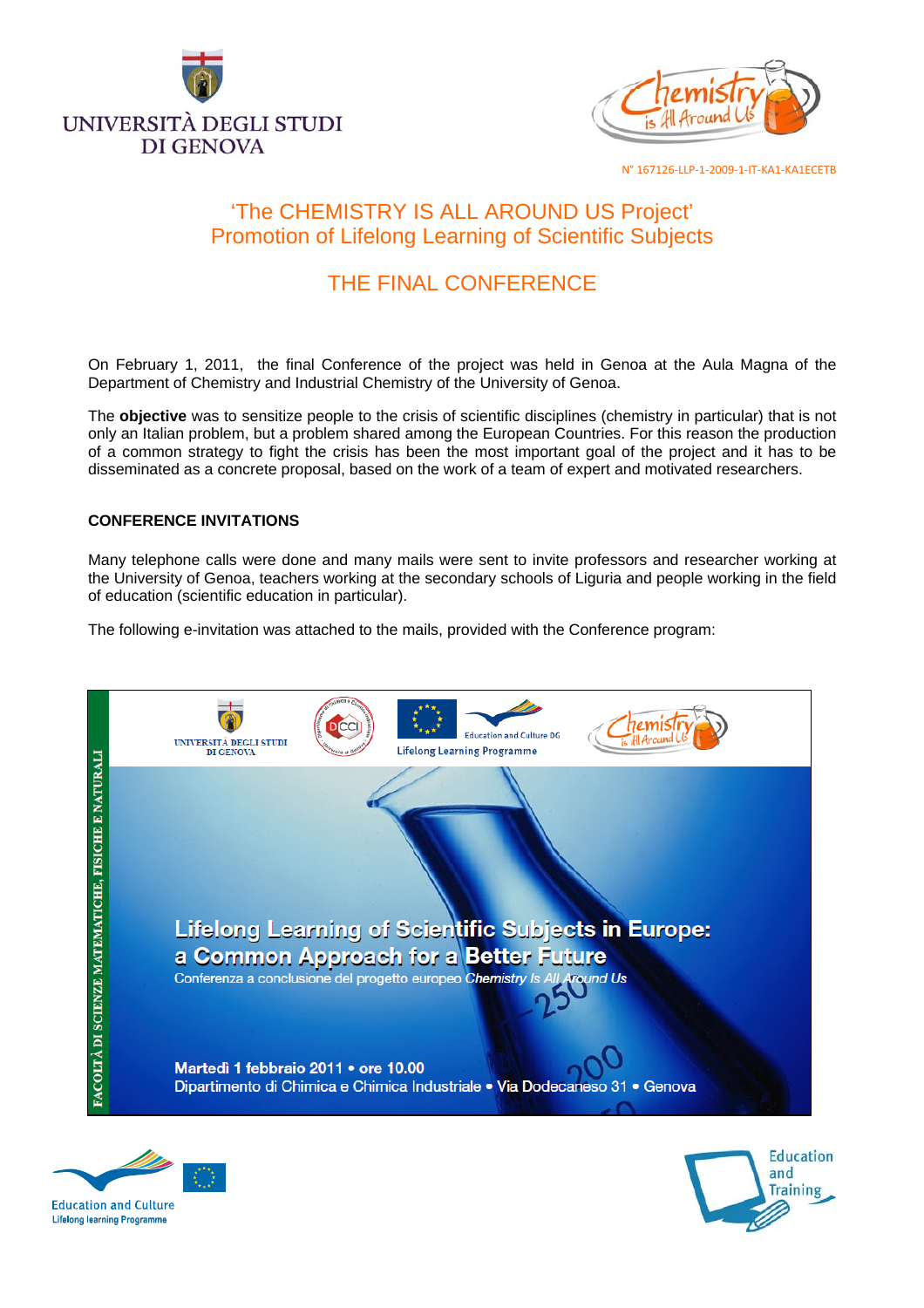UNIVERSITÀ DEGLI STUDI DI GENOVA

N° 167126-LLP-1-2009-1-IT-KA1-KA1ECETB

# 'The CHEMISTRY IS ALL AROUND US Project'
# Promotion of Lifelong Learning of Scientific Subjects

## THE FINAL CONFERENCE

On February 1, 2011, the final Conference of the project was held in Genoa at the Aula Magna of the Department of Chemistry and Industrial Chemistry of the University of Genoa.

The **objective** was to sensitize people to the crisis of scientific disciplines (chemistry in particular) that is not only an Italian problem, but a problem shared among the European Countries. For this reason the production of a common strategy to fight the crisis has been the most important goal of the project and it has to be disseminated as a concrete proposal, based on the work of a team of expert and motivated researchers.

### CONFERENCE INVITATIONS

Many telephone calls were done and many mails were sent to invite professors and researcher working at the University of Genoa, teachers working at the secondary schools of Liguria and people working in the field of education (scientific education in particular).

The following e-invitation was attached to the mails, provided with the Conference program:

FACOLTÀ DI SCIENZE MATEMATICHE, FISICHE E NATURALI

**Lifelong Learning of Scientific Subjects in Europe: a Common Approach for a Better Future**

Conferenza a conclusione del progetto europeo *Chemistry Is All Around Us*

**Martedì 1 febbraio 2011 • ore 10.00**

Dipartimento di Chimica e Chimica Industriale • Via Dodecaneso 31 • Genova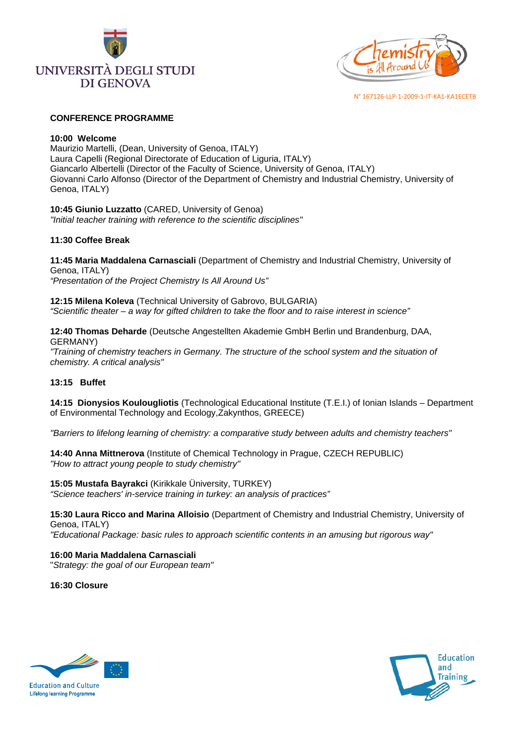UNIVERSITÀ DEGLI STUDI DI GENOVA

N° 167126-LLP-1-2009-1-IT-KA1-KA1ECETB

## CONFERENCE PROGRAMME

**10:00 Welcome**
Maurizio Martelli, (Dean, University of Genoa, ITALY)
Laura Capelli (Regional Directorate of Education of Liguria, ITALY)
Giancarlo Albertelli (Director of the Faculty of Science, University of Genoa, ITALY)
Giovanni Carlo Alfonso (Director of the Department of Chemistry and Industrial Chemistry, University of Genoa, ITALY)

**10:45 Giunio Luzzatto** (CARED, University of Genoa)
*"Initial teacher training with reference to the scientific disciplines"*

**11:30 Coffee Break**

**11:45 Maria Maddalena Carnasciali** (Department of Chemistry and Industrial Chemistry, University of Genoa, ITALY)
*"Presentation of the Project Chemistry Is All Around Us"*

**12:15 Milena Koleva** (Technical University of Gabrovo, BULGARIA)
*"Scientific theater – a way for gifted children to take the floor and to raise interest in science"*

**12:40 Thomas Deharde** (Deutsche Angestellten Akademie GmbH Berlin und Brandenburg, DAA, GERMANY)
*"Training of chemistry teachers in Germany. The structure of the school system and the situation of chemistry. A critical analysis"*

**13:15 Buffet**

**14:15 Dionysios Koulougliotis** (Technological Educational Institute (T.E.I.) of Ionian Islands – Department of Environmental Technology and Ecology,Zakynthos, GREECE)

*"Barriers to lifelong learning of chemistry: a comparative study between adults and chemistry teachers"*

**14:40 Anna Mittnerova** (Institute of Chemical Technology in Prague, CZECH REPUBLIC)
*"How to attract young people to study chemistry"*

**15:05 Mustafa Bayrakci** (Kirikkale Üniversity, TURKEY)
*"Science teachers' in-service training in turkey: an analysis of practices"*

**15:30 Laura Ricco and Marina Alloisio** (Department of Chemistry and Industrial Chemistry, University of Genoa, ITALY)
*"Educational Package: basic rules to approach scientific contents in an amusing but rigorous way"*

**16:00 Maria Maddalena Carnasciali**
"*Strategy: the goal of our European team"*

**16:30 Closure**

Education and Culture
Lifelong learning Programme

Education and Training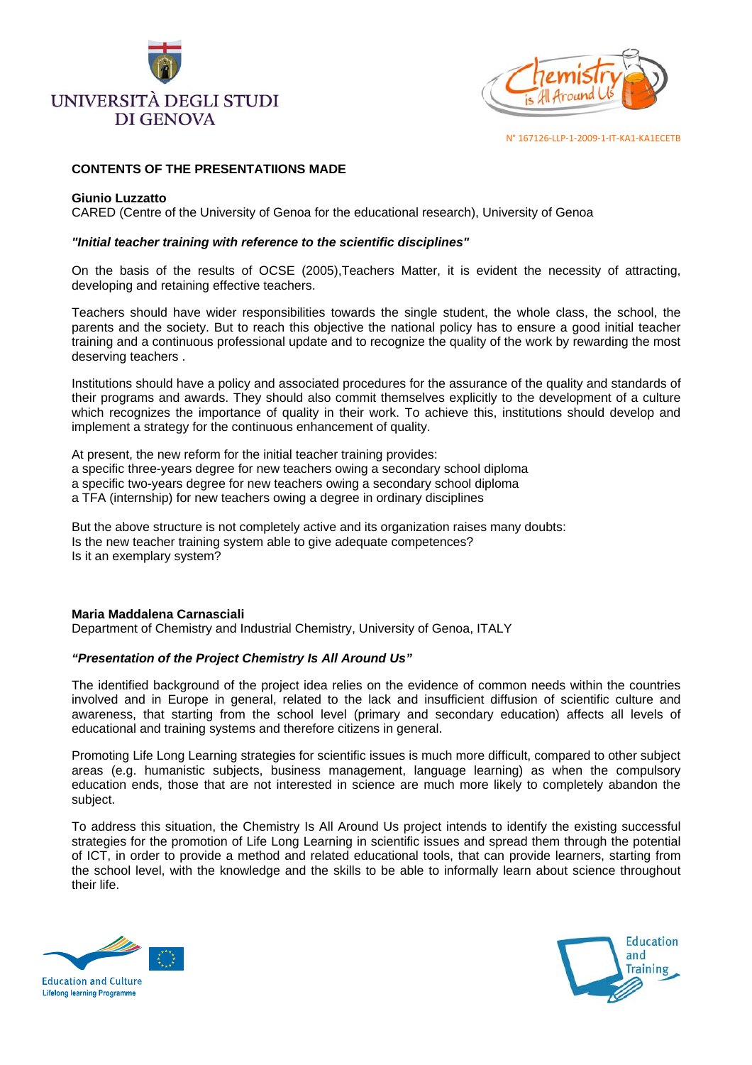## CONTENTS OF THE PRESENTATIIONS MADE

**Giunio Luzzatto**
CARED (Centre of the University of Genoa for the educational research), University of Genoa

***"Initial teacher training with reference to the scientific disciplines"***

On the basis of the results of OCSE (2005),Teachers Matter, it is evident the necessity of attracting, developing and retaining effective teachers.

Teachers should have wider responsibilities towards the single student, the whole class, the school, the parents and the society. But to reach this objective the national policy has to ensure a good initial teacher training and a continuous professional update and to recognize the quality of the work by rewarding the most deserving teachers .

Institutions should have a policy and associated procedures for the assurance of the quality and standards of their programs and awards. They should also commit themselves explicitly to the development of a culture which recognizes the importance of quality in their work. To achieve this, institutions should develop and implement a strategy for the continuous enhancement of quality.

At present, the new reform for the initial teacher training provides:
a specific three-years degree for new teachers owing a secondary school diploma
a specific two-years degree for new teachers owing a secondary school diploma
a TFA (internship) for new teachers owing a degree in ordinary disciplines

But the above structure is not completely active and its organization raises many doubts:
Is the new teacher training system able to give adequate competences?
Is it an exemplary system?

**Maria Maddalena Carnasciali**
Department of Chemistry and Industrial Chemistry, University of Genoa, ITALY

***"Presentation of the Project Chemistry Is All Around Us"***

The identified background of the project idea relies on the evidence of common needs within the countries involved and in Europe in general, related to the lack and insufficient diffusion of scientific culture and awareness, that starting from the school level (primary and secondary education) affects all levels of educational and training systems and therefore citizens in general.

Promoting Life Long Learning strategies for scientific issues is much more difficult, compared to other subject areas (e.g. humanistic subjects, business management, language learning) as when the compulsory education ends, those that are not interested in science are much more likely to completely abandon the subject.

To address this situation, the Chemistry Is All Around Us project intends to identify the existing successful strategies for the promotion of Life Long Learning in scientific issues and spread them through the potential of ICT, in order to provide a method and related educational tools, that can provide learners, starting from the school level, with the knowledge and the skills to be able to informally learn about science throughout their life.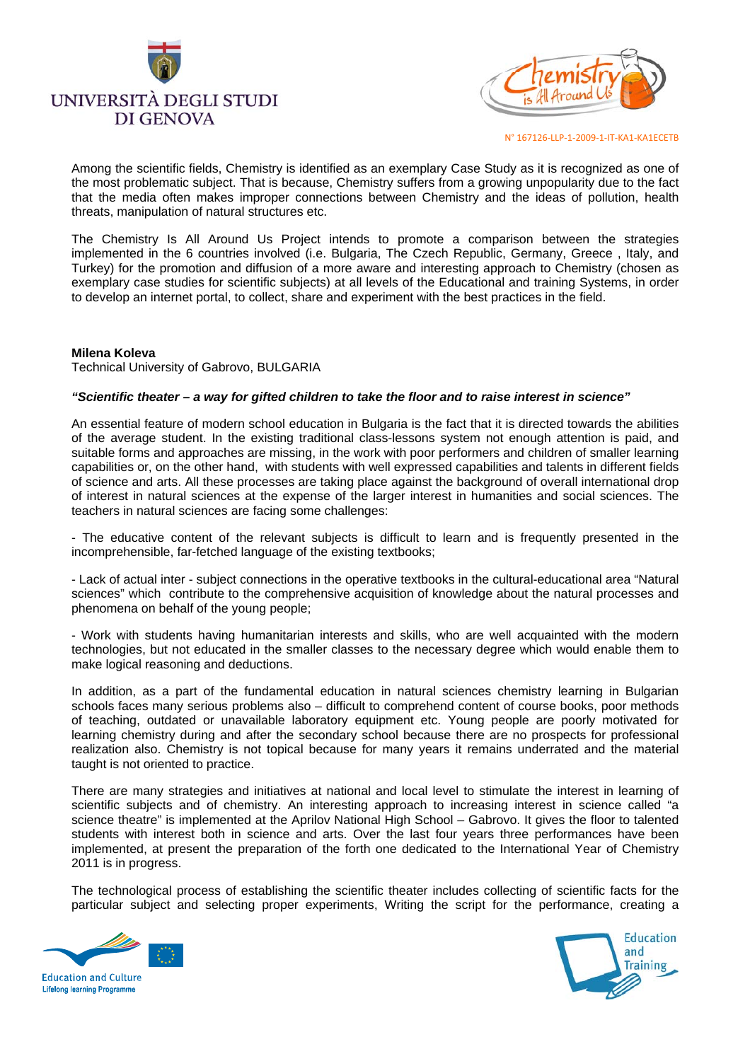Among the scientific fields, Chemistry is identified as an exemplary Case Study as it is recognized as one of the most problematic subject. That is because, Chemistry suffers from a growing unpopularity due to the fact that the media often makes improper connections between Chemistry and the ideas of pollution, health threats, manipulation of natural structures etc.

The Chemistry Is All Around Us Project intends to promote a comparison between the strategies implemented in the 6 countries involved (i.e. Bulgaria, The Czech Republic, Germany, Greece , Italy, and Turkey) for the promotion and diffusion of a more aware and interesting approach to Chemistry (chosen as exemplary case studies for scientific subjects) at all levels of the Educational and training Systems, in order to develop an internet portal, to collect, share and experiment with the best practices in the field.

**Milena Koleva**
Technical University of Gabrovo, BULGARIA

***"Scientific theater – a way for gifted children to take the floor and to raise interest in science"***

An essential feature of modern school education in Bulgaria is the fact that it is directed towards the abilities of the average student. In the existing traditional class-lessons system not enough attention is paid, and suitable forms and approaches are missing, in the work with poor performers and children of smaller learning capabilities or, on the other hand, with students with well expressed capabilities and talents in different fields of science and arts. All these processes are taking place against the background of overall international drop of interest in natural sciences at the expense of the larger interest in humanities and social sciences. The teachers in natural sciences are facing some challenges:

- The educative content of the relevant subjects is difficult to learn and is frequently presented in the incomprehensible, far-fetched language of the existing textbooks;

- Lack of actual inter - subject connections in the operative textbooks in the cultural-educational area "Natural sciences" which contribute to the comprehensive acquisition of knowledge about the natural processes and phenomena on behalf of the young people;

- Work with students having humanitarian interests and skills, who are well acquainted with the modern technologies, but not educated in the smaller classes to the necessary degree which would enable them to make logical reasoning and deductions.

In addition, as a part of the fundamental education in natural sciences chemistry learning in Bulgarian schools faces many serious problems also – difficult to comprehend content of course books, poor methods of teaching, outdated or unavailable laboratory equipment etc. Young people are poorly motivated for learning chemistry during and after the secondary school because there are no prospects for professional realization also. Chemistry is not topical because for many years it remains underrated and the material taught is not oriented to practice.

There are many strategies and initiatives at national and local level to stimulate the interest in learning of scientific subjects and of chemistry. An interesting approach to increasing interest in science called "a science theatre" is implemented at the Aprilov National High School – Gabrovo. It gives the floor to talented students with interest both in science and arts. Over the last four years three performances have been implemented, at present the preparation of the forth one dedicated to the International Year of Chemistry 2011 is in progress.

The technological process of establishing the scientific theater includes collecting of scientific facts for the particular subject and selecting proper experiments, Writing the script for the performance, creating a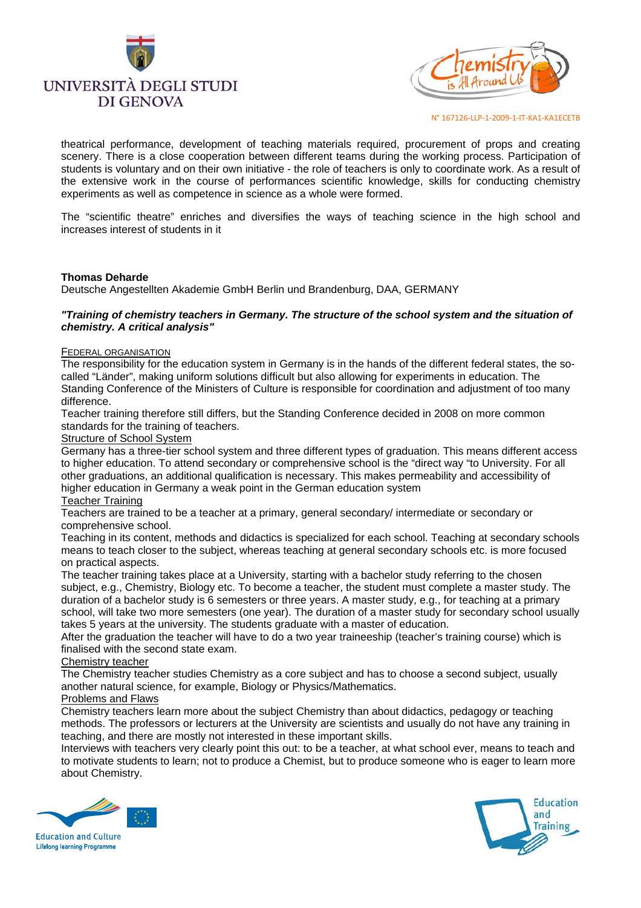theatrical performance, development of teaching materials required, procurement of props and creating scenery. There is a close cooperation between different teams during the working process. Participation of students is voluntary and on their own initiative - the role of teachers is only to coordinate work. As a result of the extensive work in the course of performances scientific knowledge, skills for conducting chemistry experiments as well as competence in science as a whole were formed.

The "scientific theatre" enriches and diversifies the ways of teaching science in the high school and increases interest of students in it

**Thomas Deharde**
Deutsche Angestellten Akademie GmbH Berlin und Brandenburg, DAA, GERMANY

***"Training of chemistry teachers in Germany. The structure of the school system and the situation of chemistry. A critical analysis"***

<u>FEDERAL ORGANISATION</u>
The responsibility for the education system in Germany is in the hands of the different federal states, the so-called "Länder", making uniform solutions difficult but also allowing for experiments in education. The Standing Conference of the Ministers of Culture is responsible for coordination and adjustment of too many difference.
Teacher training therefore still differs, but the Standing Conference decided in 2008 on more common standards for the training of teachers.
<u>Structure of School System</u>
Germany has a three-tier school system and three different types of graduation. This means different access to higher education. To attend secondary or comprehensive school is the "direct way "to University. For all other graduations, an additional qualification is necessary. This makes permeability and accessibility of higher education in Germany a weak point in the German education system
<u>Teacher Training</u>
Teachers are trained to be a teacher at a primary, general secondary/ intermediate or secondary or comprehensive school.
Teaching in its content, methods and didactics is specialized for each school. Teaching at secondary schools means to teach closer to the subject, whereas teaching at general secondary schools etc. is more focused on practical aspects.
The teacher training takes place at a University, starting with a bachelor study referring to the chosen subject, e.g., Chemistry, Biology etc. To become a teacher, the student must complete a master study. The duration of a bachelor study is 6 semesters or three years. A master study, e.g., for teaching at a primary school, will take two more semesters (one year). The duration of a master study for secondary school usually takes 5 years at the university. The students graduate with a master of education.
After the graduation the teacher will have to do a two year traineeship (teacher's training course) which is finalised with the second state exam.
<u>Chemistry teacher</u>
The Chemistry teacher studies Chemistry as a core subject and has to choose a second subject, usually another natural science, for example, Biology or Physics/Mathematics.
<u>Problems and Flaws</u>
Chemistry teachers learn more about the subject Chemistry than about didactics, pedagogy or teaching methods. The professors or lecturers at the University are scientists and usually do not have any training in teaching, and there are mostly not interested in these important skills.
Interviews with teachers very clearly point this out: to be a teacher, at what school ever, means to teach and to motivate students to learn; not to produce a Chemist, but to produce someone who is eager to learn more about Chemistry.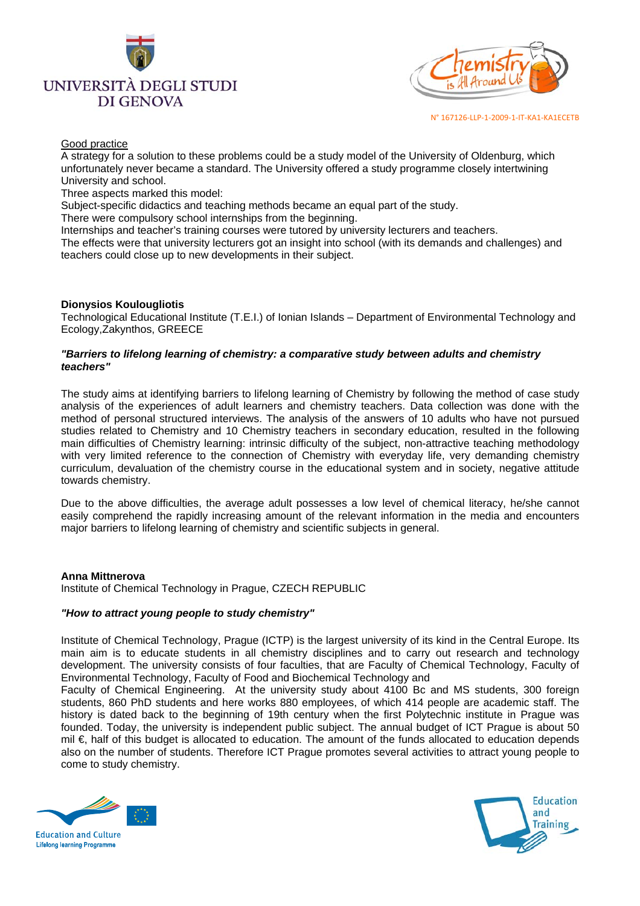Good practice

A strategy for a solution to these problems could be a study model of the University of Oldenburg, which unfortunately never became a standard. The University offered a study programme closely intertwining University and school.

Three aspects marked this model:

Subject-specific didactics and teaching methods became an equal part of the study.

There were compulsory school internships from the beginning.

Internships and teacher's training courses were tutored by university lecturers and teachers.

The effects were that university lecturers got an insight into school (with its demands and challenges) and teachers could close up to new developments in their subject.

**Dionysios Koulougliotis**

Technological Educational Institute (T.E.I.) of Ionian Islands – Department of Environmental Technology and Ecology,Zakynthos, GREECE

***"Barriers to lifelong learning of chemistry: a comparative study between adults and chemistry teachers"***

The study aims at identifying barriers to lifelong learning of Chemistry by following the method of case study analysis of the experiences of adult learners and chemistry teachers. Data collection was done with the method of personal structured interviews. The analysis of the answers of 10 adults who have not pursued studies related to Chemistry and 10 Chemistry teachers in secondary education, resulted in the following main difficulties of Chemistry learning: intrinsic difficulty of the subject, non-attractive teaching methodology with very limited reference to the connection of Chemistry with everyday life, very demanding chemistry curriculum, devaluation of the chemistry course in the educational system and in society, negative attitude towards chemistry.

Due to the above difficulties, the average adult possesses a low level of chemical literacy, he/she cannot easily comprehend the rapidly increasing amount of the relevant information in the media and encounters major barriers to lifelong learning of chemistry and scientific subjects in general.

**Anna Mittnerova**

Institute of Chemical Technology in Prague, CZECH REPUBLIC

***"How to attract young people to study chemistry"***

Institute of Chemical Technology, Prague (ICTP) is the largest university of its kind in the Central Europe. Its main aim is to educate students in all chemistry disciplines and to carry out research and technology development. The university consists of four faculties, that are Faculty of Chemical Technology, Faculty of Environmental Technology, Faculty of Food and Biochemical Technology and Faculty of Chemical Engineering. At the university study about 4100 Bc and MS students, 300 foreign students, 860 PhD students and here works 880 employees, of which 414 people are academic staff. The history is dated back to the beginning of 19th century when the first Polytechnic institute in Prague was founded. Today, the university is independent public subject. The annual budget of ICT Prague is about 50 mil €, half of this budget is allocated to education. The amount of the funds allocated to education depends also on the number of students. Therefore ICT Prague promotes several activities to attract young people to come to study chemistry.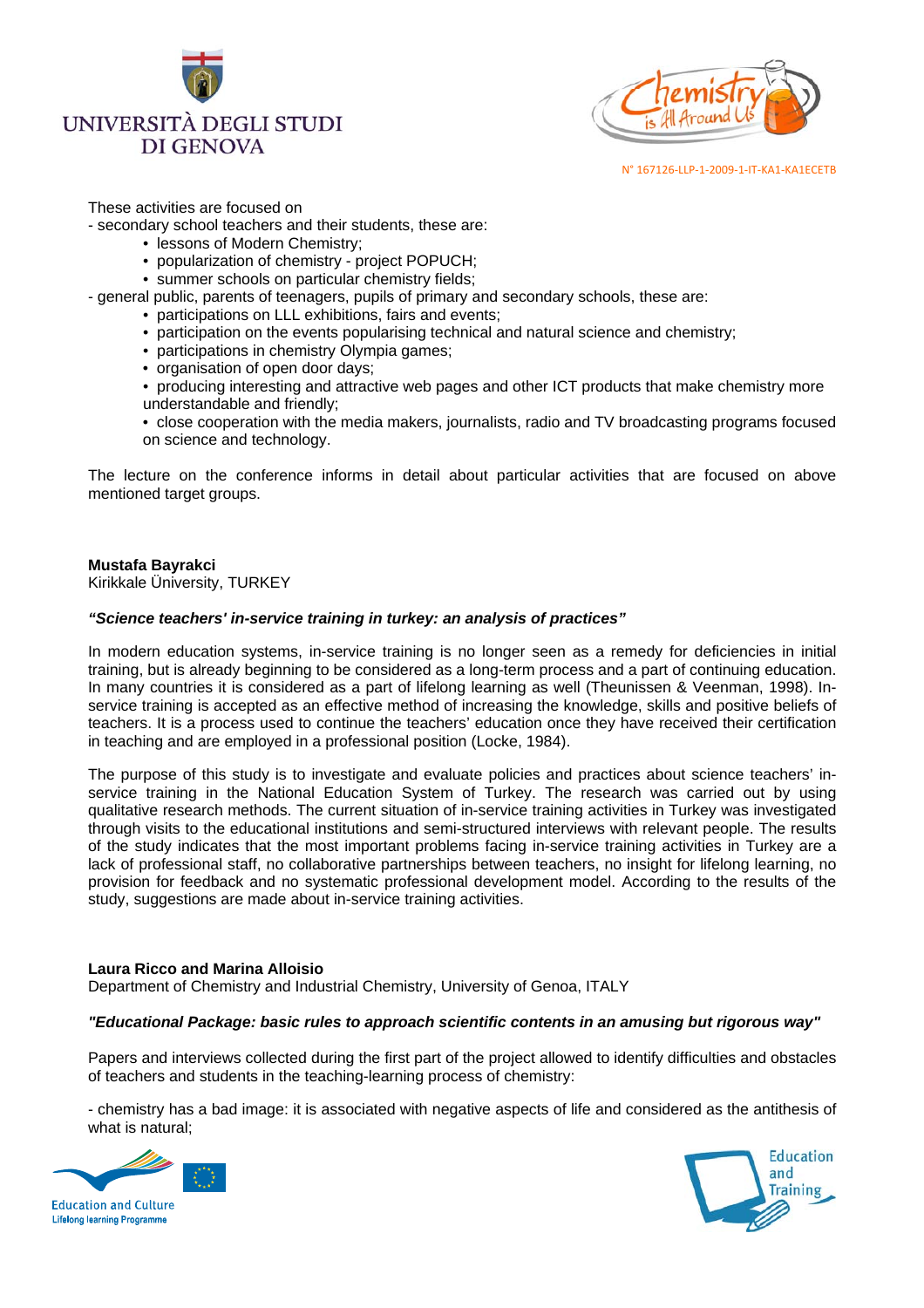These activities are focused on

- secondary school teachers and their students, these are:
  - lessons of Modern Chemistry;
  - popularization of chemistry - project POPUCH;
  - summer schools on particular chemistry fields;
- general public, parents of teenagers, pupils of primary and secondary schools, these are:
  - participations on LLL exhibitions, fairs and events;
  - participation on the events popularising technical and natural science and chemistry;
  - participations in chemistry Olympia games;
  - organisation of open door days;
  - producing interesting and attractive web pages and other ICT products that make chemistry more understandable and friendly;
  - close cooperation with the media makers, journalists, radio and TV broadcasting programs focused on science and technology.

The lecture on the conference informs in detail about particular activities that are focused on above mentioned target groups.

**Mustafa Bayrakci**
Kirikkale Üniversity, TURKEY

***"Science teachers' in-service training in turkey: an analysis of practices"***

In modern education systems, in-service training is no longer seen as a remedy for deficiencies in initial training, but is already beginning to be considered as a long-term process and a part of continuing education. In many countries it is considered as a part of lifelong learning as well (Theunissen & Veenman, 1998). In-service training is accepted as an effective method of increasing the knowledge, skills and positive beliefs of teachers. It is a process used to continue the teachers' education once they have received their certification in teaching and are employed in a professional position (Locke, 1984).

The purpose of this study is to investigate and evaluate policies and practices about science teachers' in-service training in the National Education System of Turkey. The research was carried out by using qualitative research methods. The current situation of in-service training activities in Turkey was investigated through visits to the educational institutions and semi-structured interviews with relevant people. The results of the study indicates that the most important problems facing in-service training activities in Turkey are a lack of professional staff, no collaborative partnerships between teachers, no insight for lifelong learning, no provision for feedback and no systematic professional development model. According to the results of the study, suggestions are made about in-service training activities.

**Laura Ricco and Marina Alloisio**
Department of Chemistry and Industrial Chemistry, University of Genoa, ITALY

***"Educational Package: basic rules to approach scientific contents in an amusing but rigorous way"***

Papers and interviews collected during the first part of the project allowed to identify difficulties and obstacles of teachers and students in the teaching-learning process of chemistry:

- chemistry has a bad image: it is associated with negative aspects of life and considered as the antithesis of what is natural;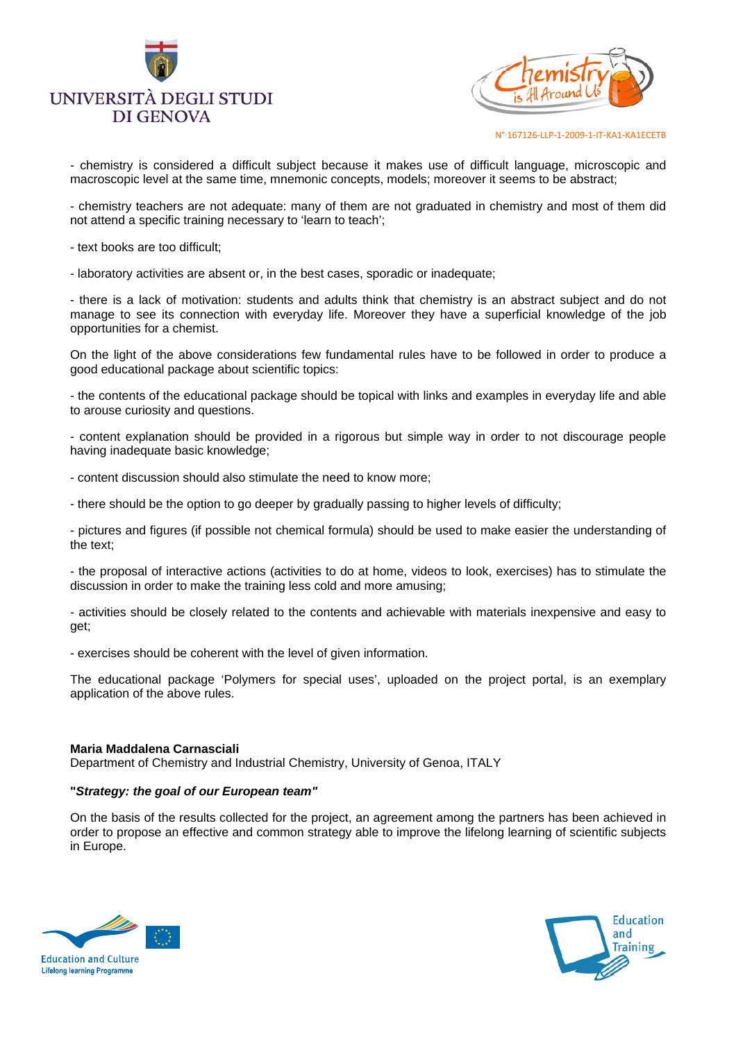- chemistry is considered a difficult subject because it makes use of difficult language, microscopic and macroscopic level at the same time, mnemonic concepts, models; moreover it seems to be abstract;

- chemistry teachers are not adequate: many of them are not graduated in chemistry and most of them did not attend a specific training necessary to 'learn to teach';

- text books are too difficult;

- laboratory activities are absent or, in the best cases, sporadic or inadequate;

- there is a lack of motivation: students and adults think that chemistry is an abstract subject and do not manage to see its connection with everyday life. Moreover they have a superficial knowledge of the job opportunities for a chemist.

On the light of the above considerations few fundamental rules have to be followed in order to produce a good educational package about scientific topics:

- the contents of the educational package should be topical with links and examples in everyday life and able to arouse curiosity and questions.

- content explanation should be provided in a rigorous but simple way in order to not discourage people having inadequate basic knowledge;

- content discussion should also stimulate the need to know more;

- there should be the option to go deeper by gradually passing to higher levels of difficulty;

- pictures and figures (if possible not chemical formula) should be used to make easier the understanding of the text;

- the proposal of interactive actions (activities to do at home, videos to look, exercises) has to stimulate the discussion in order to make the training less cold and more amusing;

- activities should be closely related to the contents and achievable with materials inexpensive and easy to get;

- exercises should be coherent with the level of given information.

The educational package 'Polymers for special uses', uploaded on the project portal, is an exemplary application of the above rules.

**Maria Maddalena Carnasciali**
Department of Chemistry and Industrial Chemistry, University of Genoa, ITALY

**"*Strategy: the goal of our European team*"**

On the basis of the results collected for the project, an agreement among the partners has been achieved in order to propose an effective and common strategy able to improve the lifelong learning of scientific subjects in Europe.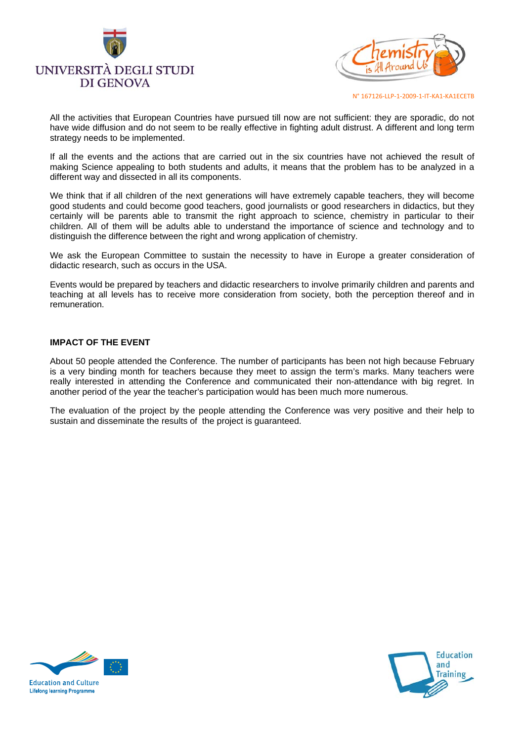All the activities that European Countries have pursued till now are not sufficient: they are sporadic, do not have wide diffusion and do not seem to be really effective in fighting adult distrust. A different and long term strategy needs to be implemented.

If all the events and the actions that are carried out in the six countries have not achieved the result of making Science appealing to both students and adults, it means that the problem has to be analyzed in a different way and dissected in all its components.

We think that if all children of the next generations will have extremely capable teachers, they will become good students and could become good teachers, good journalists or good researchers in didactics, but they certainly will be parents able to transmit the right approach to science, chemistry in particular to their children. All of them will be adults able to understand the importance of science and technology and to distinguish the difference between the right and wrong application of chemistry.

We ask the European Committee to sustain the necessity to have in Europe a greater consideration of didactic research, such as occurs in the USA.

Events would be prepared by teachers and didactic researchers to involve primarily children and parents and teaching at all levels has to receive more consideration from society, both the perception thereof and in remuneration.

**IMPACT OF THE EVENT**

About 50 people attended the Conference. The number of participants has been not high because February is a very binding month for teachers because they meet to assign the term's marks. Many teachers were really interested in attending the Conference and communicated their non-attendance with big regret. In another period of the year the teacher's participation would has been much more numerous.

The evaluation of the project by the people attending the Conference was very positive and their help to sustain and disseminate the results of the project is guaranteed.